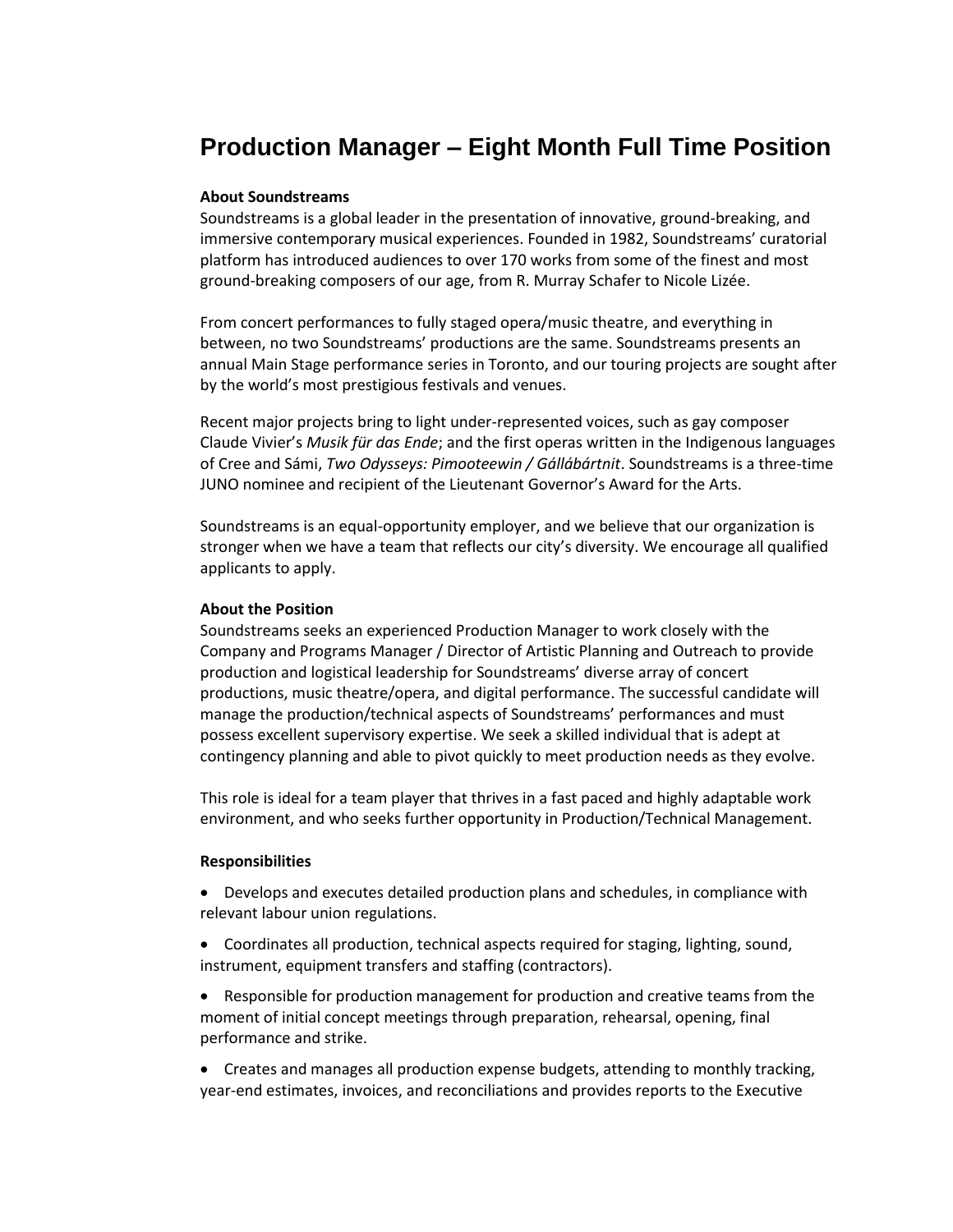# Production Manager – Eight Month Full Time Position

**About Soundstreams**

Soundstreams is a global leader in the presentation of innovative, ground-breaking, and immersive contemporary musical experiences. Founded in 1982, Soundstreams' curatorial platform has introduced audiences to over 170 works from some of the finest and most ground-breaking composers of our age, from R. Murray Schafer to Nicole Lizée.

From concert performances to fully staged opera/music theatre, and everything in between, no two Soundstreams' productions are the same. Soundstreams presents an annual Main Stage performance series in Toronto, and our touring projects are sought after by the world's most prestigious festivals and venues.

Recent major projects bring to light under-represented voices, such as gay composer Claude Vivier's *Musik für das Ende*; and the first operas written in the Indigenous languages of Cree and Sámi, *Two Odysseys: Pimooteewin / Gállábártnit*. Soundstreams is a three-time JUNO nominee and recipient of the Lieutenant Governor's Award for the Arts.

Soundstreams is an equal-opportunity employer, and we believe that our organization is stronger when we have a team that reflects our city's diversity. We encourage all qualified applicants to apply.

**About the Position**

Soundstreams seeks an experienced Production Manager to work closely with the Company and Programs Manager / Director of Artistic Planning and Outreach to provide production and logistical leadership for Soundstreams' diverse array of concert productions, music theatre/opera, and digital performance. The successful candidate will manage the production/technical aspects of Soundstreams' performances and must possess excellent supervisory expertise. We seek a skilled individual that is adept at contingency planning and able to pivot quickly to meet production needs as they evolve.

This role is ideal for a team player that thrives in a fast paced and highly adaptable work environment, and who seeks further opportunity in Production/Technical Management.

**Responsibilities**

- Develops and executes detailed production plans and schedules, in compliance with relevant labour union regulations.
- Coordinates all production, technical aspects required for staging, lighting, sound, instrument, equipment transfers and staffing (contractors).
- Responsible for production management for production and creative teams from the moment of initial concept meetings through preparation, rehearsal, opening, final performance and strike.
- Creates and manages all production expense budgets, attending to monthly tracking, year-end estimates, invoices, and reconciliations and provides reports to the Executive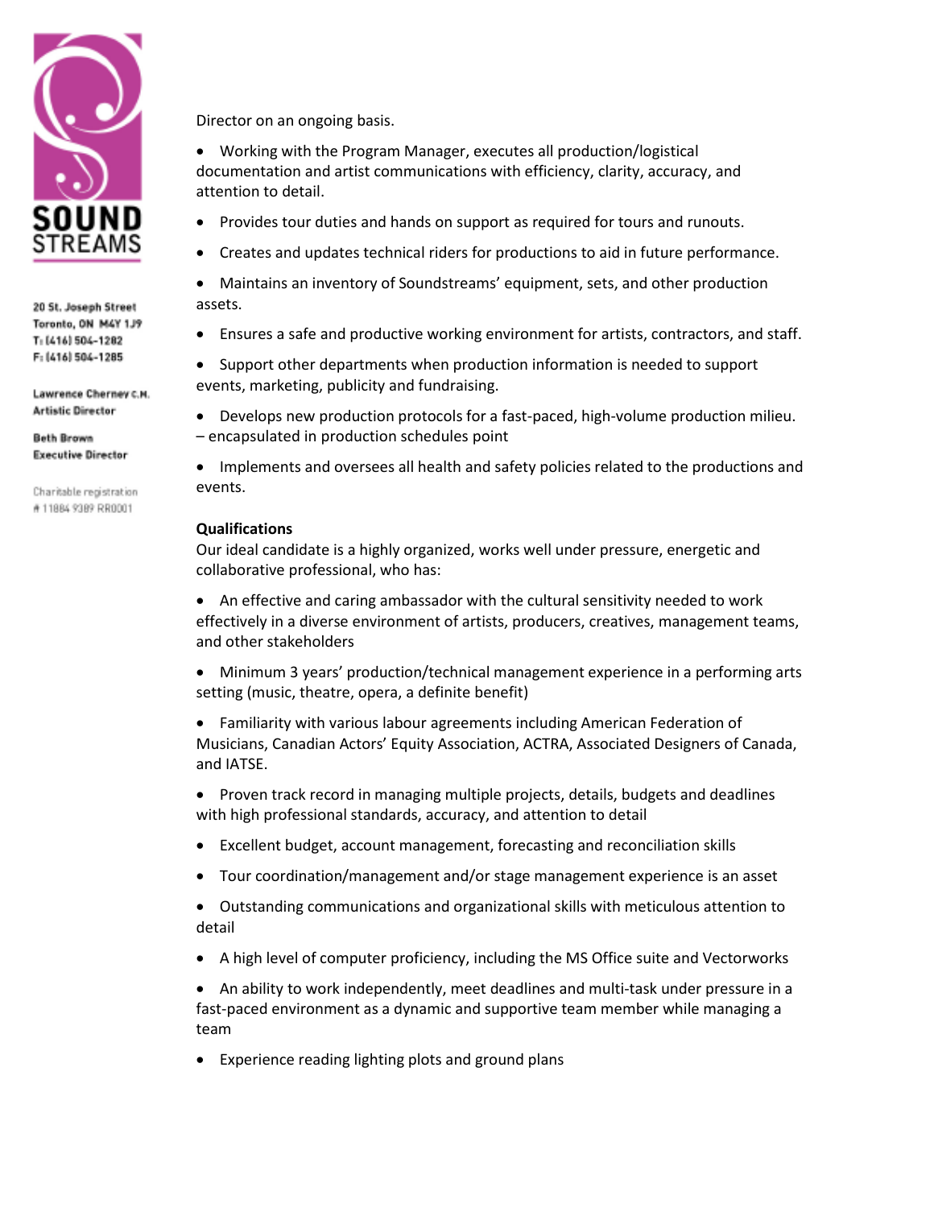Director on an ongoing basis.

- Working with the Program Manager, executes all production/logistical documentation and artist communications with efficiency, clarity, accuracy, and attention to detail.
- Provides tour duties and hands on support as required for tours and runouts.
- Creates and updates technical riders for productions to aid in future performance.
- Maintains an inventory of Soundstreams' equipment, sets, and other production assets.
- Ensures a safe and productive working environment for artists, contractors, and staff.
- Support other departments when production information is needed to support events, marketing, publicity and fundraising.
- Develops new production protocols for a fast-paced, high-volume production milieu. – encapsulated in production schedules point
- Implements and oversees all health and safety policies related to the productions and events.

**Qualifications**

Our ideal candidate is a highly organized, works well under pressure, energetic and collaborative professional, who has:

- An effective and caring ambassador with the cultural sensitivity needed to work effectively in a diverse environment of artists, producers, creatives, management teams, and other stakeholders
- Minimum 3 years' production/technical management experience in a performing arts setting (music, theatre, opera, a definite benefit)
- Familiarity with various labour agreements including American Federation of Musicians, Canadian Actors' Equity Association, ACTRA, Associated Designers of Canada, and IATSE.
- Proven track record in managing multiple projects, details, budgets and deadlines with high professional standards, accuracy, and attention to detail
- Excellent budget, account management, forecasting and reconciliation skills
- Tour coordination/management and/or stage management experience is an asset
- Outstanding communications and organizational skills with meticulous attention to detail
- A high level of computer proficiency, including the MS Office suite and Vectorworks
- An ability to work independently, meet deadlines and multi-task under pressure in a fast-paced environment as a dynamic and supportive team member while managing a team
- Experience reading lighting plots and ground plans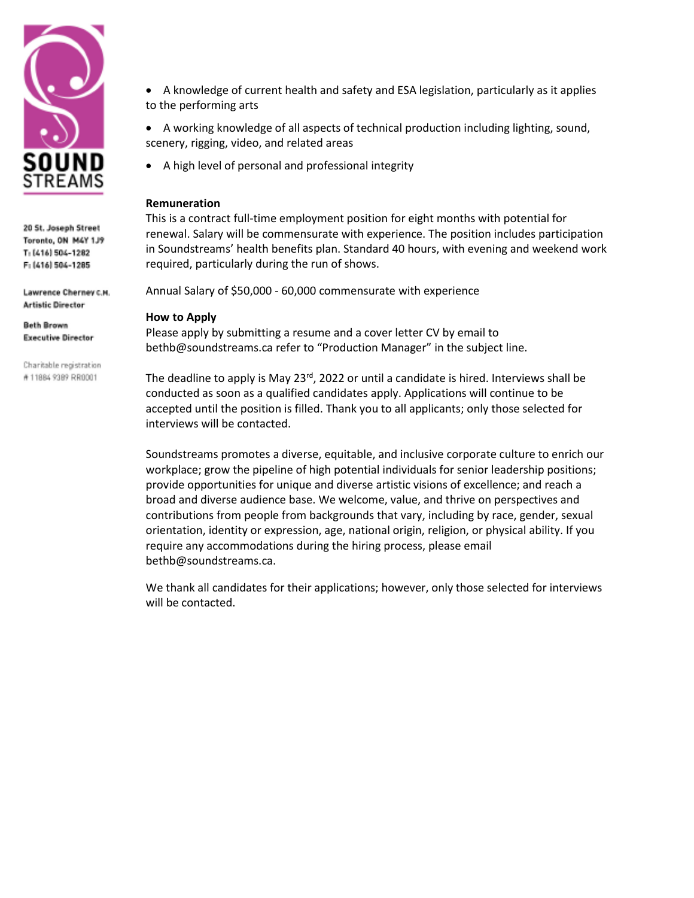- A knowledge of current health and safety and ESA legislation, particularly as it applies to the performing arts
- A working knowledge of all aspects of technical production including lighting, sound, scenery, rigging, video, and related areas
- A high level of personal and professional integrity

**Remuneration**

This is a contract full-time employment position for eight months with potential for renewal. Salary will be commensurate with experience. The position includes participation in Soundstreams' health benefits plan. Standard 40 hours, with evening and weekend work required, particularly during the run of shows.

Annual Salary of $50,000 - 60,000 commensurate with experience

**How to Apply**

Please apply by submitting a resume and a cover letter CV by email to bethb@soundstreams.ca refer to "Production Manager" in the subject line.

The deadline to apply is May 23rd, 2022 or until a candidate is hired. Interviews shall be conducted as soon as a qualified candidates apply. Applications will continue to be accepted until the position is filled. Thank you to all applicants; only those selected for interviews will be contacted.

Soundstreams promotes a diverse, equitable, and inclusive corporate culture to enrich our workplace; grow the pipeline of high potential individuals for senior leadership positions; provide opportunities for unique and diverse artistic visions of excellence; and reach a broad and diverse audience base. We welcome, value, and thrive on perspectives and contributions from people from backgrounds that vary, including by race, gender, sexual orientation, identity or expression, age, national origin, religion, or physical ability. If you require any accommodations during the hiring process, please email bethb@soundstreams.ca.

We thank all candidates for their applications; however, only those selected for interviews will be contacted.

SOUND STREAMS

20 St. Joseph Street
Toronto, ON M4Y 1J9
T: (416) 504-1282
F: (416) 504-1285

Lawrence Cherney C.M.
Artistic Director

Beth Brown
Executive Director

Charitable registration
# 11884 9389 RR0001